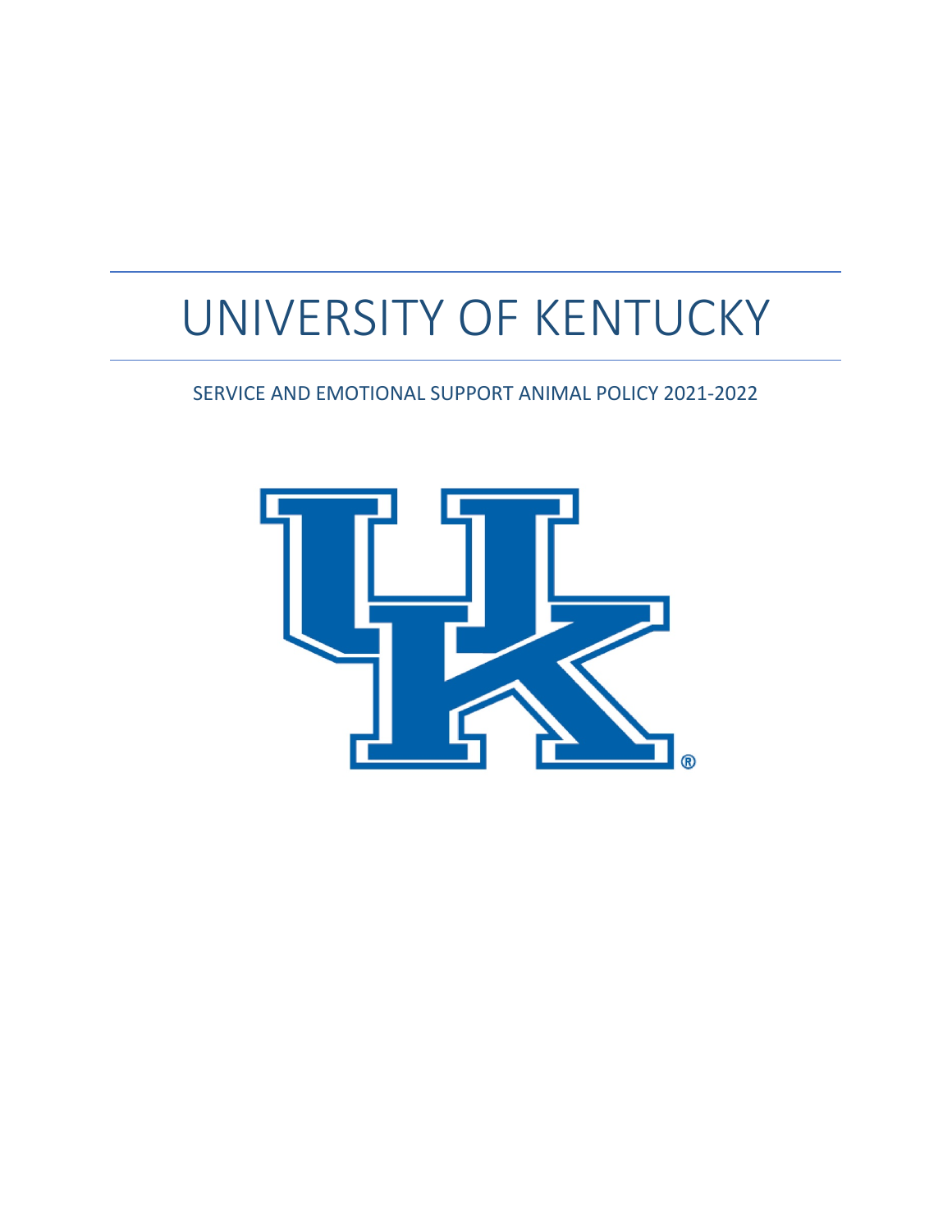# UNIVERSITY OF KENTUCKY

## SERVICE AND EMOTIONAL SUPPORT ANIMAL POLICY 2021-2022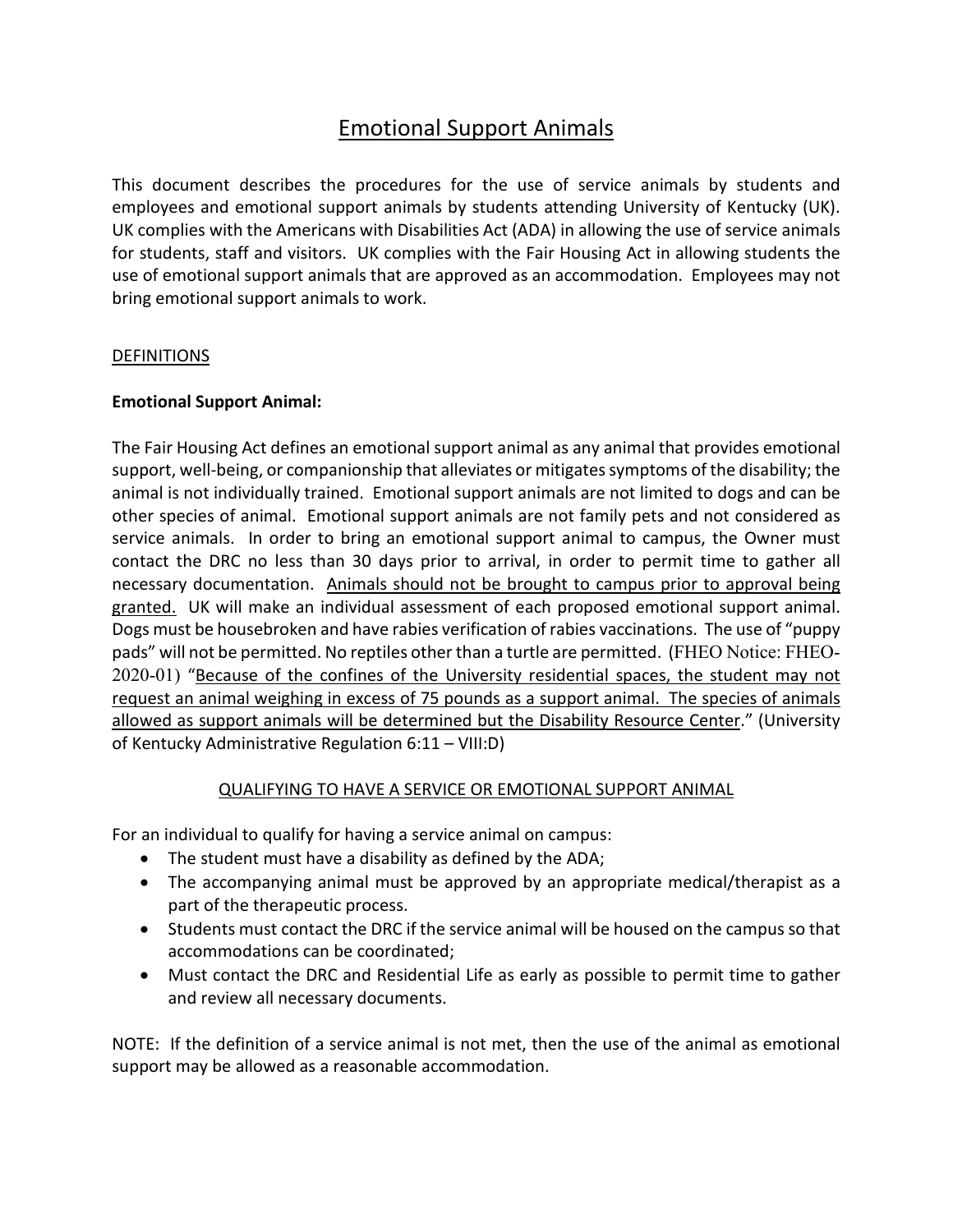# Emotional Support Animals

This document describes the procedures for the use of service animals by students and employees and emotional support animals by students attending University of Kentucky (UK). UK complies with the Americans with Disabilities Act (ADA) in allowing the use of service animals for students, staff and visitors. UK complies with the Fair Housing Act in allowing students the use of emotional support animals that are approved as an accommodation. Employees may not bring emotional support animals to work.

## DEFINITIONS

**Emotional Support Animal:**

The Fair Housing Act defines an emotional support animal as any animal that provides emotional support, well-being, or companionship that alleviates or mitigates symptoms of the disability; the animal is not individually trained. Emotional support animals are not limited to dogs and can be other species of animal. Emotional support animals are not family pets and not considered as service animals. In order to bring an emotional support animal to campus, the Owner must contact the DRC no less than 30 days prior to arrival, in order to permit time to gather all necessary documentation. <u>Animals should not be brought to campus prior to approval being granted.</u> UK will make an individual assessment of each proposed emotional support animal. Dogs must be housebroken and have rabies verification of rabies vaccinations. The use of "puppy pads" will not be permitted. No reptiles other than a turtle are permitted. (FHEO Notice: FHEO-2020-01) "<u>Because of the confines of the University residential spaces, the student may not request an animal weighing in excess of 75 pounds as a support animal. The species of animals allowed as support animals will be determined but the Disability Resource Center</u>." (University of Kentucky Administrative Regulation 6:11 – VIII:D)

## QUALIFYING TO HAVE A SERVICE OR EMOTIONAL SUPPORT ANIMAL

For an individual to qualify for having a service animal on campus:

- The student must have a disability as defined by the ADA;
- The accompanying animal must be approved by an appropriate medical/therapist as a part of the therapeutic process.
- Students must contact the DRC if the service animal will be housed on the campus so that accommodations can be coordinated;
- Must contact the DRC and Residential Life as early as possible to permit time to gather and review all necessary documents.

NOTE: If the definition of a service animal is not met, then the use of the animal as emotional support may be allowed as a reasonable accommodation.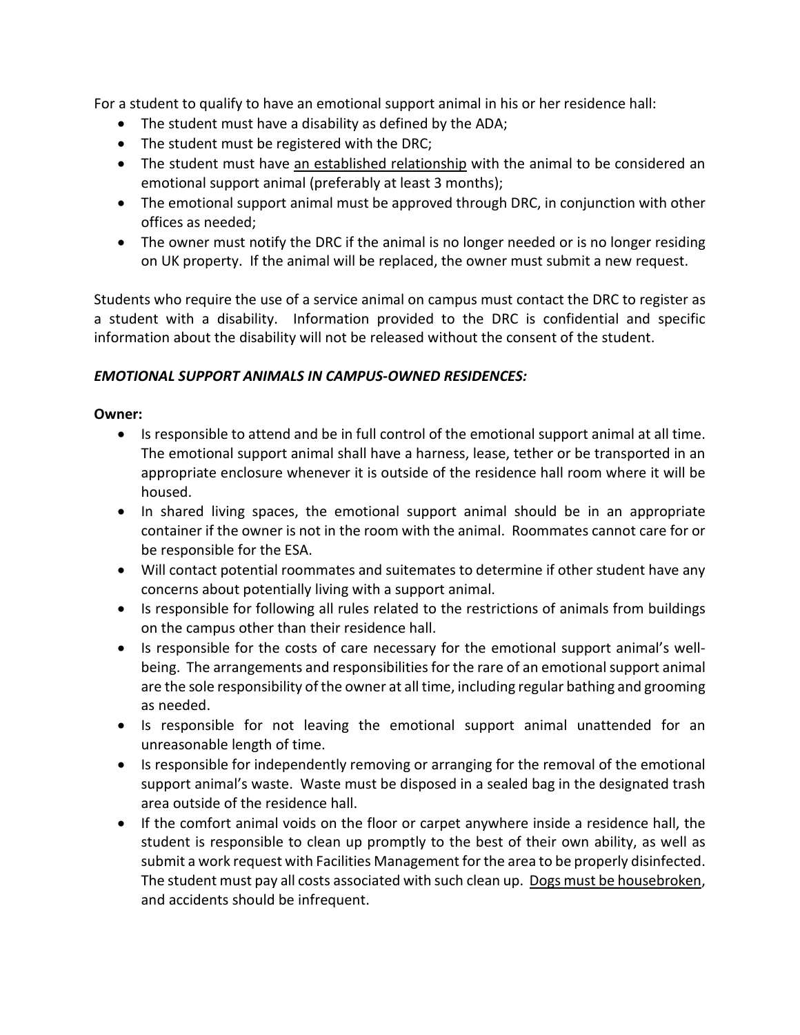For a student to qualify to have an emotional support animal in his or her residence hall:

- The student must have a disability as defined by the ADA;
- The student must be registered with the DRC;
- The student must have an established relationship with the animal to be considered an emotional support animal (preferably at least 3 months);
- The emotional support animal must be approved through DRC, in conjunction with other offices as needed;
- The owner must notify the DRC if the animal is no longer needed or is no longer residing on UK property. If the animal will be replaced, the owner must submit a new request.

Students who require the use of a service animal on campus must contact the DRC to register as a student with a disability. Information provided to the DRC is confidential and specific information about the disability will not be released without the consent of the student.

***EMOTIONAL SUPPORT ANIMALS IN CAMPUS-OWNED RESIDENCES:***

**Owner:**

- Is responsible to attend and be in full control of the emotional support animal at all time. The emotional support animal shall have a harness, lease, tether or be transported in an appropriate enclosure whenever it is outside of the residence hall room where it will be housed.
- In shared living spaces, the emotional support animal should be in an appropriate container if the owner is not in the room with the animal. Roommates cannot care for or be responsible for the ESA.
- Will contact potential roommates and suitemates to determine if other student have any concerns about potentially living with a support animal.
- Is responsible for following all rules related to the restrictions of animals from buildings on the campus other than their residence hall.
- Is responsible for the costs of care necessary for the emotional support animal's well-being. The arrangements and responsibilities for the rare of an emotional support animal are the sole responsibility of the owner at all time, including regular bathing and grooming as needed.
- Is responsible for not leaving the emotional support animal unattended for an unreasonable length of time.
- Is responsible for independently removing or arranging for the removal of the emotional support animal's waste. Waste must be disposed in a sealed bag in the designated trash area outside of the residence hall.
- If the comfort animal voids on the floor or carpet anywhere inside a residence hall, the student is responsible to clean up promptly to the best of their own ability, as well as submit a work request with Facilities Management for the area to be properly disinfected. The student must pay all costs associated with such clean up. Dogs must be housebroken, and accidents should be infrequent.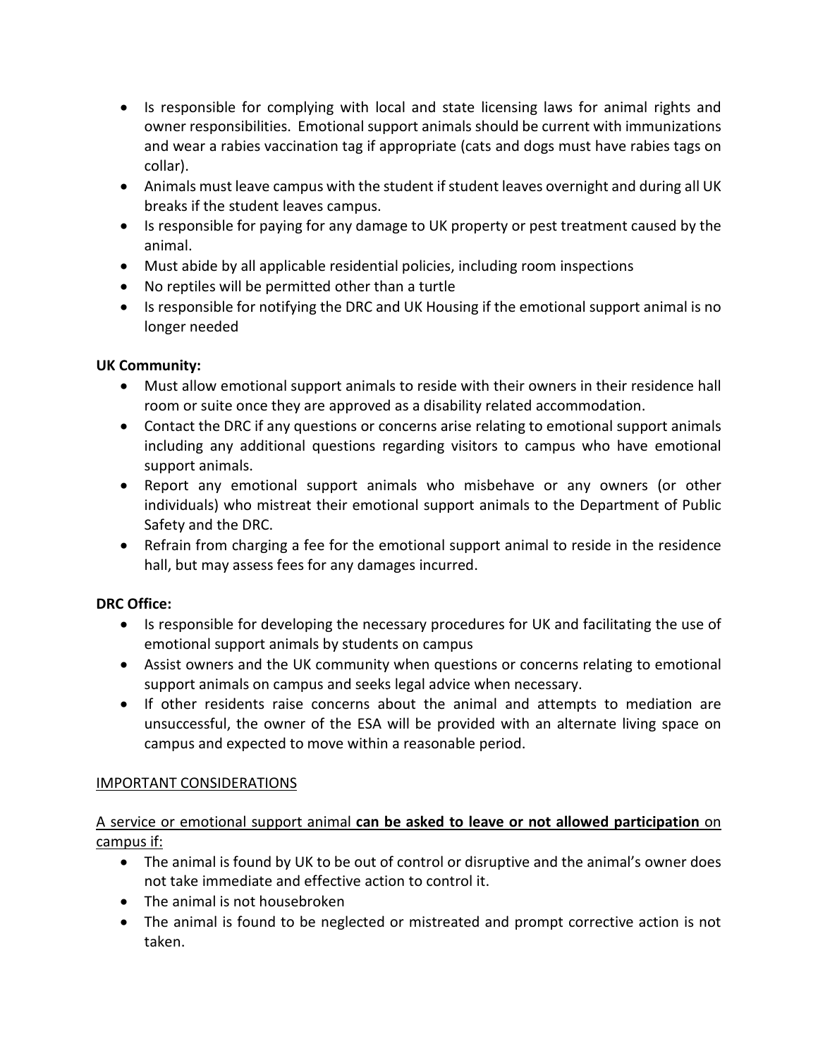- Is responsible for complying with local and state licensing laws for animal rights and owner responsibilities. Emotional support animals should be current with immunizations and wear a rabies vaccination tag if appropriate (cats and dogs must have rabies tags on collar).
- Animals must leave campus with the student if student leaves overnight and during all UK breaks if the student leaves campus.
- Is responsible for paying for any damage to UK property or pest treatment caused by the animal.
- Must abide by all applicable residential policies, including room inspections
- No reptiles will be permitted other than a turtle
- Is responsible for notifying the DRC and UK Housing if the emotional support animal is no longer needed

**UK Community:**

- Must allow emotional support animals to reside with their owners in their residence hall room or suite once they are approved as a disability related accommodation.
- Contact the DRC if any questions or concerns arise relating to emotional support animals including any additional questions regarding visitors to campus who have emotional support animals.
- Report any emotional support animals who misbehave or any owners (or other individuals) who mistreat their emotional support animals to the Department of Public Safety and the DRC.
- Refrain from charging a fee for the emotional support animal to reside in the residence hall, but may assess fees for any damages incurred.

**DRC Office:**

- Is responsible for developing the necessary procedures for UK and facilitating the use of emotional support animals by students on campus
- Assist owners and the UK community when questions or concerns relating to emotional support animals on campus and seeks legal advice when necessary.
- If other residents raise concerns about the animal and attempts to mediation are unsuccessful, the owner of the ESA will be provided with an alternate living space on campus and expected to move within a reasonable period.

<u>IMPORTANT CONSIDERATIONS</u>

<u>A service or emotional support animal **can be asked to leave or not allowed participation** on campus if:</u>

- The animal is found by UK to be out of control or disruptive and the animal's owner does not take immediate and effective action to control it.
- The animal is not housebroken
- The animal is found to be neglected or mistreated and prompt corrective action is not taken.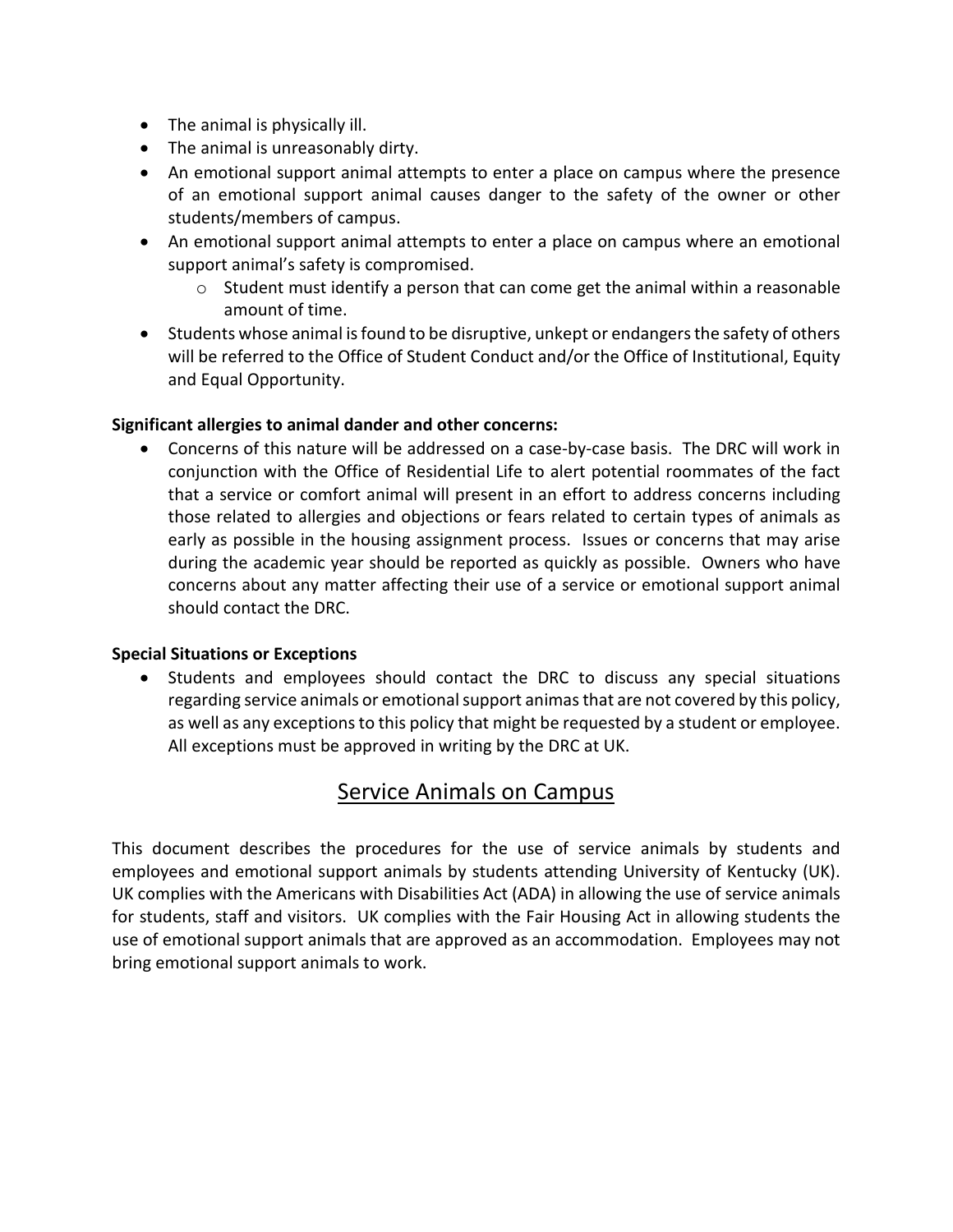- The animal is physically ill.
- The animal is unreasonably dirty.
- An emotional support animal attempts to enter a place on campus where the presence of an emotional support animal causes danger to the safety of the owner or other students/members of campus.
- An emotional support animal attempts to enter a place on campus where an emotional support animal's safety is compromised.
  - Student must identify a person that can come get the animal within a reasonable amount of time.
- Students whose animal is found to be disruptive, unkept or endangers the safety of others will be referred to the Office of Student Conduct and/or the Office of Institutional, Equity and Equal Opportunity.

**Significant allergies to animal dander and other concerns:**

- Concerns of this nature will be addressed on a case-by-case basis. The DRC will work in conjunction with the Office of Residential Life to alert potential roommates of the fact that a service or comfort animal will present in an effort to address concerns including those related to allergies and objections or fears related to certain types of animals as early as possible in the housing assignment process. Issues or concerns that may arise during the academic year should be reported as quickly as possible. Owners who have concerns about any matter affecting their use of a service or emotional support animal should contact the DRC.

**Special Situations or Exceptions**

- Students and employees should contact the DRC to discuss any special situations regarding service animals or emotional support animas that are not covered by this policy, as well as any exceptions to this policy that might be requested by a student or employee. All exceptions must be approved in writing by the DRC at UK.

## Service Animals on Campus

This document describes the procedures for the use of service animals by students and employees and emotional support animals by students attending University of Kentucky (UK). UK complies with the Americans with Disabilities Act (ADA) in allowing the use of service animals for students, staff and visitors. UK complies with the Fair Housing Act in allowing students the use of emotional support animals that are approved as an accommodation. Employees may not bring emotional support animals to work.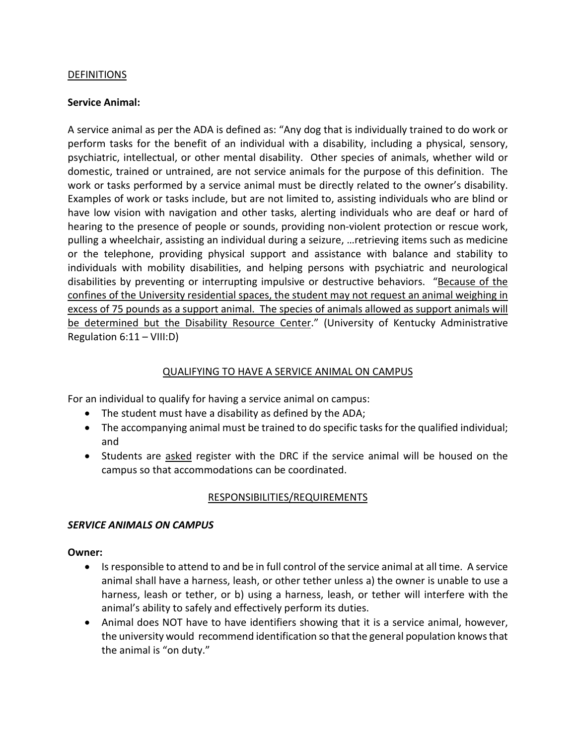DEFINITIONS

**Service Animal:**

A service animal as per the ADA is defined as: "Any dog that is individually trained to do work or perform tasks for the benefit of an individual with a disability, including a physical, sensory, psychiatric, intellectual, or other mental disability. Other species of animals, whether wild or domestic, trained or untrained, are not service animals for the purpose of this definition. The work or tasks performed by a service animal must be directly related to the owner's disability. Examples of work or tasks include, but are not limited to, assisting individuals who are blind or have low vision with navigation and other tasks, alerting individuals who are deaf or hard of hearing to the presence of people or sounds, providing non-violent protection or rescue work, pulling a wheelchair, assisting an individual during a seizure, …retrieving items such as medicine or the telephone, providing physical support and assistance with balance and stability to individuals with mobility disabilities, and helping persons with psychiatric and neurological disabilities by preventing or interrupting impulsive or destructive behaviors. "<u>Because of the confines of the University residential spaces, the student may not request an animal weighing in excess of 75 pounds as a support animal. The species of animals allowed as support animals will be determined but the Disability Resource Center</u>." (University of Kentucky Administrative Regulation 6:11 – VIII:D)

QUALIFYING TO HAVE A SERVICE ANIMAL ON CAMPUS

For an individual to qualify for having a service animal on campus:

- The student must have a disability as defined by the ADA;
- The accompanying animal must be trained to do specific tasks for the qualified individual; and
- Students are <u>asked</u> register with the DRC if the service animal will be housed on the campus so that accommodations can be coordinated.

RESPONSIBILITIES/REQUIREMENTS

***SERVICE ANIMALS ON CAMPUS***

**Owner:**

- Is responsible to attend to and be in full control of the service animal at all time. A service animal shall have a harness, leash, or other tether unless a) the owner is unable to use a harness, leash or tether, or b) using a harness, leash, or tether will interfere with the animal's ability to safely and effectively perform its duties.
- Animal does NOT have to have identifiers showing that it is a service animal, however, the university would recommend identification so that the general population knows that the animal is "on duty."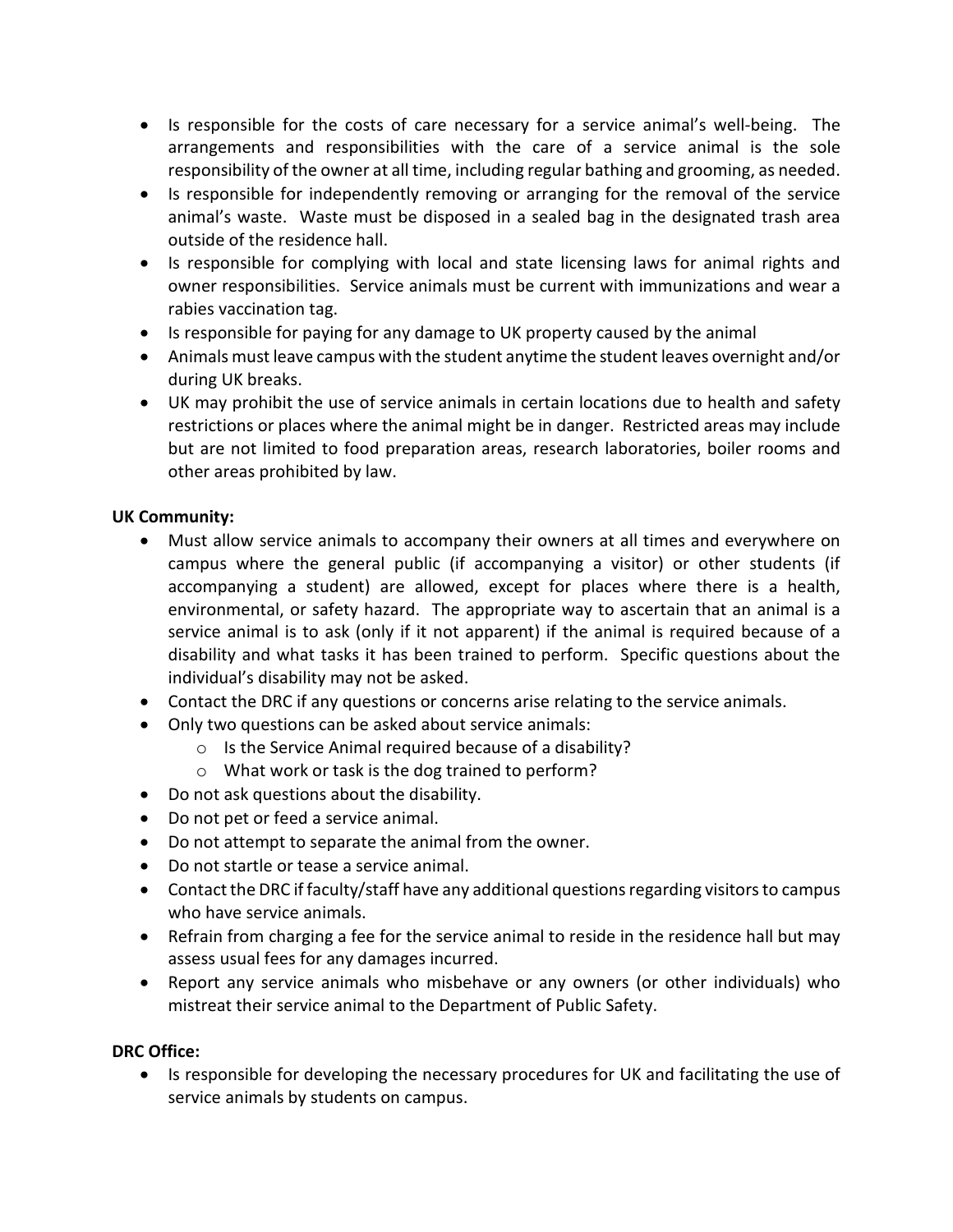- Is responsible for the costs of care necessary for a service animal's well-being. The arrangements and responsibilities with the care of a service animal is the sole responsibility of the owner at all time, including regular bathing and grooming, as needed.
- Is responsible for independently removing or arranging for the removal of the service animal's waste. Waste must be disposed in a sealed bag in the designated trash area outside of the residence hall.
- Is responsible for complying with local and state licensing laws for animal rights and owner responsibilities. Service animals must be current with immunizations and wear a rabies vaccination tag.
- Is responsible for paying for any damage to UK property caused by the animal
- Animals must leave campus with the student anytime the student leaves overnight and/or during UK breaks.
- UK may prohibit the use of service animals in certain locations due to health and safety restrictions or places where the animal might be in danger. Restricted areas may include but are not limited to food preparation areas, research laboratories, boiler rooms and other areas prohibited by law.

**UK Community:**

- Must allow service animals to accompany their owners at all times and everywhere on campus where the general public (if accompanying a visitor) or other students (if accompanying a student) are allowed, except for places where there is a health, environmental, or safety hazard. The appropriate way to ascertain that an animal is a service animal is to ask (only if it not apparent) if the animal is required because of a disability and what tasks it has been trained to perform. Specific questions about the individual's disability may not be asked.
- Contact the DRC if any questions or concerns arise relating to the service animals.
- Only two questions can be asked about service animals:
  - Is the Service Animal required because of a disability?
  - What work or task is the dog trained to perform?
- Do not ask questions about the disability.
- Do not pet or feed a service animal.
- Do not attempt to separate the animal from the owner.
- Do not startle or tease a service animal.
- Contact the DRC if faculty/staff have any additional questions regarding visitors to campus who have service animals.
- Refrain from charging a fee for the service animal to reside in the residence hall but may assess usual fees for any damages incurred.
- Report any service animals who misbehave or any owners (or other individuals) who mistreat their service animal to the Department of Public Safety.

**DRC Office:**

- Is responsible for developing the necessary procedures for UK and facilitating the use of service animals by students on campus.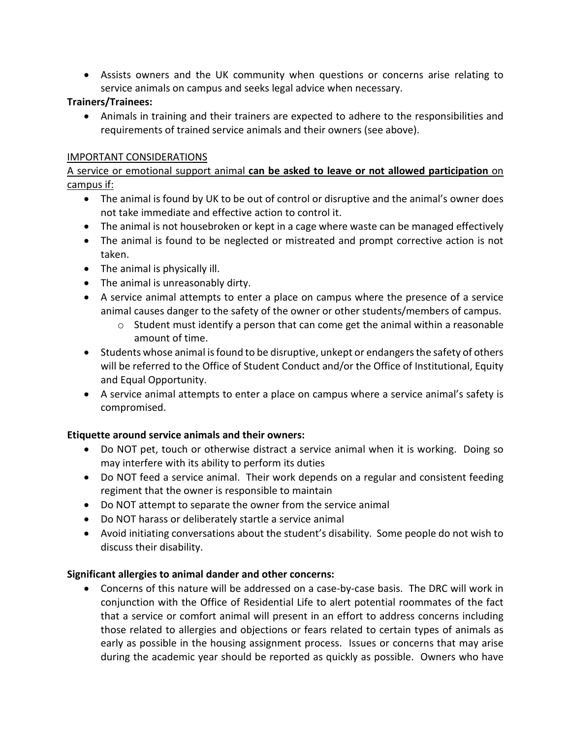- Assists owners and the UK community when questions or concerns arise relating to service animals on campus and seeks legal advice when necessary.

**Trainers/Trainees:**

- Animals in training and their trainers are expected to adhere to the responsibilities and requirements of trained service animals and their owners (see above).

<u>IMPORTANT CONSIDERATIONS</u>

<u>A service or emotional support animal **can be asked to leave or not allowed participation** on campus if:</u>

- The animal is found by UK to be out of control or disruptive and the animal's owner does not take immediate and effective action to control it.
- The animal is not housebroken or kept in a cage where waste can be managed effectively
- The animal is found to be neglected or mistreated and prompt corrective action is not taken.
- The animal is physically ill.
- The animal is unreasonably dirty.
- A service animal attempts to enter a place on campus where the presence of a service animal causes danger to the safety of the owner or other students/members of campus.
  - Student must identify a person that can come get the animal within a reasonable amount of time.
- Students whose animal is found to be disruptive, unkept or endangers the safety of others will be referred to the Office of Student Conduct and/or the Office of Institutional, Equity and Equal Opportunity.
- A service animal attempts to enter a place on campus where a service animal's safety is compromised.

**Etiquette around service animals and their owners:**

- Do NOT pet, touch or otherwise distract a service animal when it is working. Doing so may interfere with its ability to perform its duties
- Do NOT feed a service animal. Their work depends on a regular and consistent feeding regiment that the owner is responsible to maintain
- Do NOT attempt to separate the owner from the service animal
- Do NOT harass or deliberately startle a service animal
- Avoid initiating conversations about the student's disability. Some people do not wish to discuss their disability.

**Significant allergies to animal dander and other concerns:**

- Concerns of this nature will be addressed on a case-by-case basis. The DRC will work in conjunction with the Office of Residential Life to alert potential roommates of the fact that a service or comfort animal will present in an effort to address concerns including those related to allergies and objections or fears related to certain types of animals as early as possible in the housing assignment process. Issues or concerns that may arise during the academic year should be reported as quickly as possible. Owners who have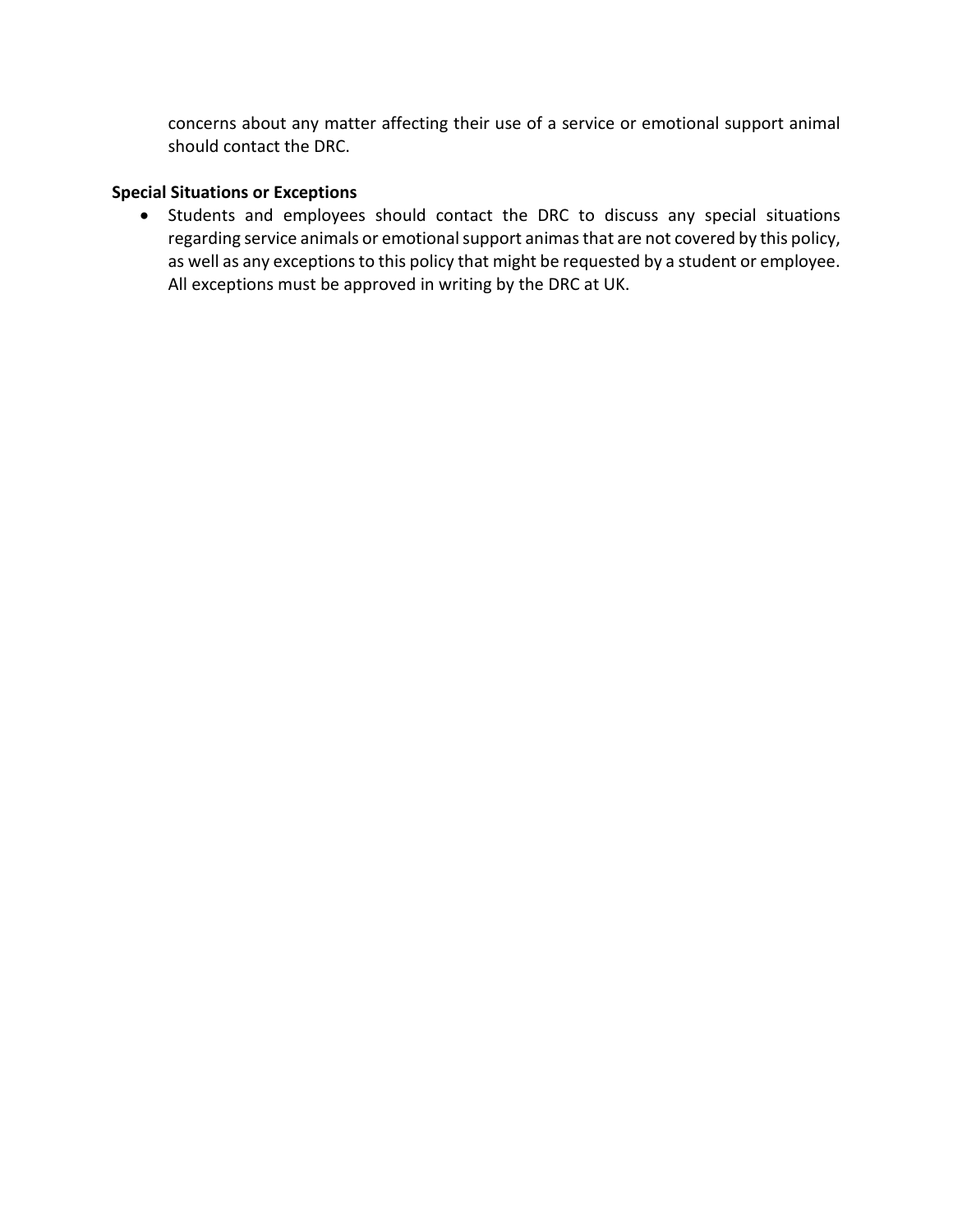concerns about any matter affecting their use of a service or emotional support animal should contact the DRC.

**Special Situations or Exceptions**

- Students and employees should contact the DRC to discuss any special situations regarding service animals or emotional support animas that are not covered by this policy, as well as any exceptions to this policy that might be requested by a student or employee. All exceptions must be approved in writing by the DRC at UK.